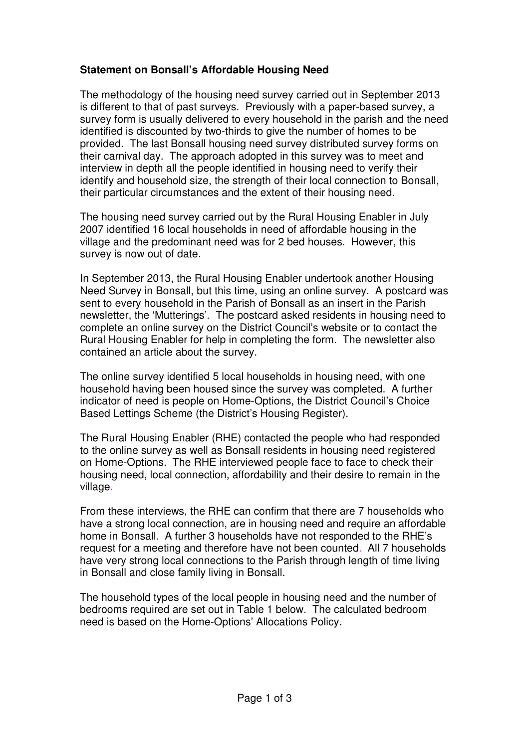**Statement on Bonsall's Affordable Housing Need**

The methodology of the housing need survey carried out in September 2013 is different to that of past surveys. Previously with a paper-based survey, a survey form is usually delivered to every household in the parish and the need identified is discounted by two-thirds to give the number of homes to be provided. The last Bonsall housing need survey distributed survey forms on their carnival day. The approach adopted in this survey was to meet and interview in depth all the people identified in housing need to verify their identify and household size, the strength of their local connection to Bonsall, their particular circumstances and the extent of their housing need.

The housing need survey carried out by the Rural Housing Enabler in July 2007 identified 16 local households in need of affordable housing in the village and the predominant need was for 2 bed houses. However, this survey is now out of date.

In September 2013, the Rural Housing Enabler undertook another Housing Need Survey in Bonsall, but this time, using an online survey. A postcard was sent to every household in the Parish of Bonsall as an insert in the Parish newsletter, the 'Mutterings'. The postcard asked residents in housing need to complete an online survey on the District Council's website or to contact the Rural Housing Enabler for help in completing the form. The newsletter also contained an article about the survey.

The online survey identified 5 local households in housing need, with one household having been housed since the survey was completed. A further indicator of need is people on Home-Options, the District Council's Choice Based Lettings Scheme (the District's Housing Register).

The Rural Housing Enabler (RHE) contacted the people who had responded to the online survey as well as Bonsall residents in housing need registered on Home-Options. The RHE interviewed people face to face to check their housing need, local connection, affordability and their desire to remain in the village.

From these interviews, the RHE can confirm that there are 7 households who have a strong local connection, are in housing need and require an affordable home in Bonsall. A further 3 households have not responded to the RHE's request for a meeting and therefore have not been counted. All 7 households have very strong local connections to the Parish through length of time living in Bonsall and close family living in Bonsall.

The household types of the local people in housing need and the number of bedrooms required are set out in Table 1 below. The calculated bedroom need is based on the Home-Options' Allocations Policy.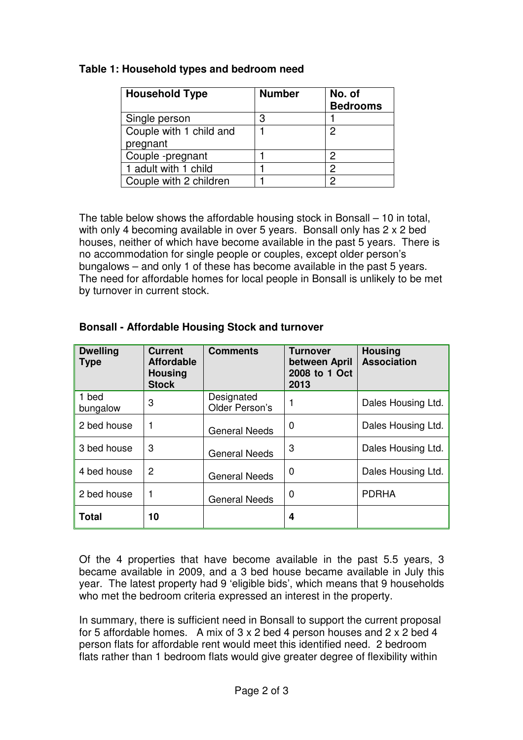**Table 1: Household types and bedroom need**

| Household Type | Number | No. of Bedrooms |
|---|---|---|
| Single person | 3 | 1 |
| Couple with 1 child and pregnant | 1 | 2 |
| Couple -pregnant | 1 | 2 |
| 1 adult with 1 child | 1 | 2 |
| Couple with 2 children | 1 | 2 |

The table below shows the affordable housing stock in Bonsall – 10 in total, with only 4 becoming available in over 5 years. Bonsall only has 2 x 2 bed houses, neither of which have become available in the past 5 years. There is no accommodation for single people or couples, except older person's bungalows – and only 1 of these has become available in the past 5 years. The need for affordable homes for local people in Bonsall is unlikely to be met by turnover in current stock.

**Bonsall - Affordable Housing Stock and turnover**

| Dwelling Type | Current Affordable Housing Stock | Comments | Turnover between April 2008 to 1 Oct 2013 | Housing Association |
|---|---|---|---|---|
| 1 bed bungalow | 3 | Designated Older Person's | 1 | Dales Housing Ltd. |
| 2 bed house | 1 | General Needs | 0 | Dales Housing Ltd. |
| 3 bed house | 3 | General Needs | 3 | Dales Housing Ltd. |
| 4 bed house | 2 | General Needs | 0 | Dales Housing Ltd. |
| 2 bed house | 1 | General Needs | 0 | PDRHA |
| **Total** | **10** | | **4** | |

Of the 4 properties that have become available in the past 5.5 years, 3 became available in 2009, and a 3 bed house became available in July this year. The latest property had 9 'eligible bids', which means that 9 households who met the bedroom criteria expressed an interest in the property.

In summary, there is sufficient need in Bonsall to support the current proposal for 5 affordable homes. A mix of 3 x 2 bed 4 person houses and 2 x 2 bed 4 person flats for affordable rent would meet this identified need. 2 bedroom flats rather than 1 bedroom flats would give greater degree of flexibility within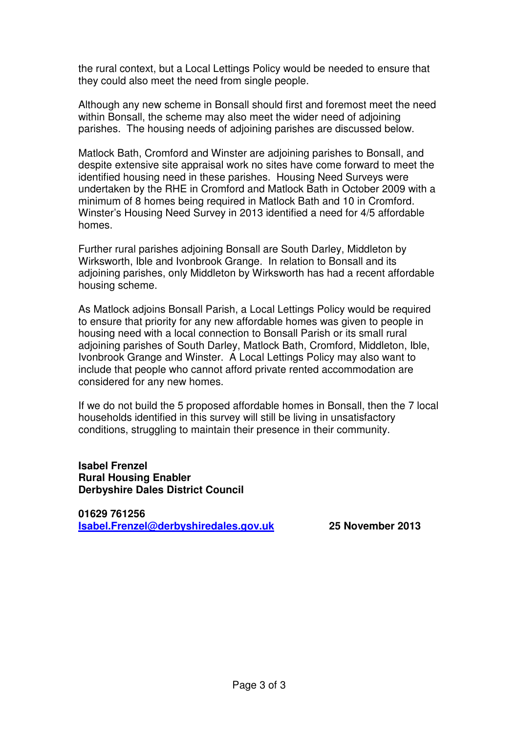the rural context, but a Local Lettings Policy would be needed to ensure that they could also meet the need from single people.

Although any new scheme in Bonsall should first and foremost meet the need within Bonsall, the scheme may also meet the wider need of adjoining parishes. The housing needs of adjoining parishes are discussed below.

Matlock Bath, Cromford and Winster are adjoining parishes to Bonsall, and despite extensive site appraisal work no sites have come forward to meet the identified housing need in these parishes. Housing Need Surveys were undertaken by the RHE in Cromford and Matlock Bath in October 2009 with a minimum of 8 homes being required in Matlock Bath and 10 in Cromford. Winster's Housing Need Survey in 2013 identified a need for 4/5 affordable homes.

Further rural parishes adjoining Bonsall are South Darley, Middleton by Wirksworth, Ible and Ivonbrook Grange. In relation to Bonsall and its adjoining parishes, only Middleton by Wirksworth has had a recent affordable housing scheme.

As Matlock adjoins Bonsall Parish, a Local Lettings Policy would be required to ensure that priority for any new affordable homes was given to people in housing need with a local connection to Bonsall Parish or its small rural adjoining parishes of South Darley, Matlock Bath, Cromford, Middleton, Ible, Ivonbrook Grange and Winster. A Local Lettings Policy may also want to include that people who cannot afford private rented accommodation are considered for any new homes.

If we do not build the 5 proposed affordable homes in Bonsall, then the 7 local households identified in this survey will still be living in unsatisfactory conditions, struggling to maintain their presence in their community.

**Isabel Frenzel**
**Rural Housing Enabler**
**Derbyshire Dales District Council**

**01629 761256**
**Isabel.Frenzel@derbyshiredales.gov.uk** **25 November 2013**